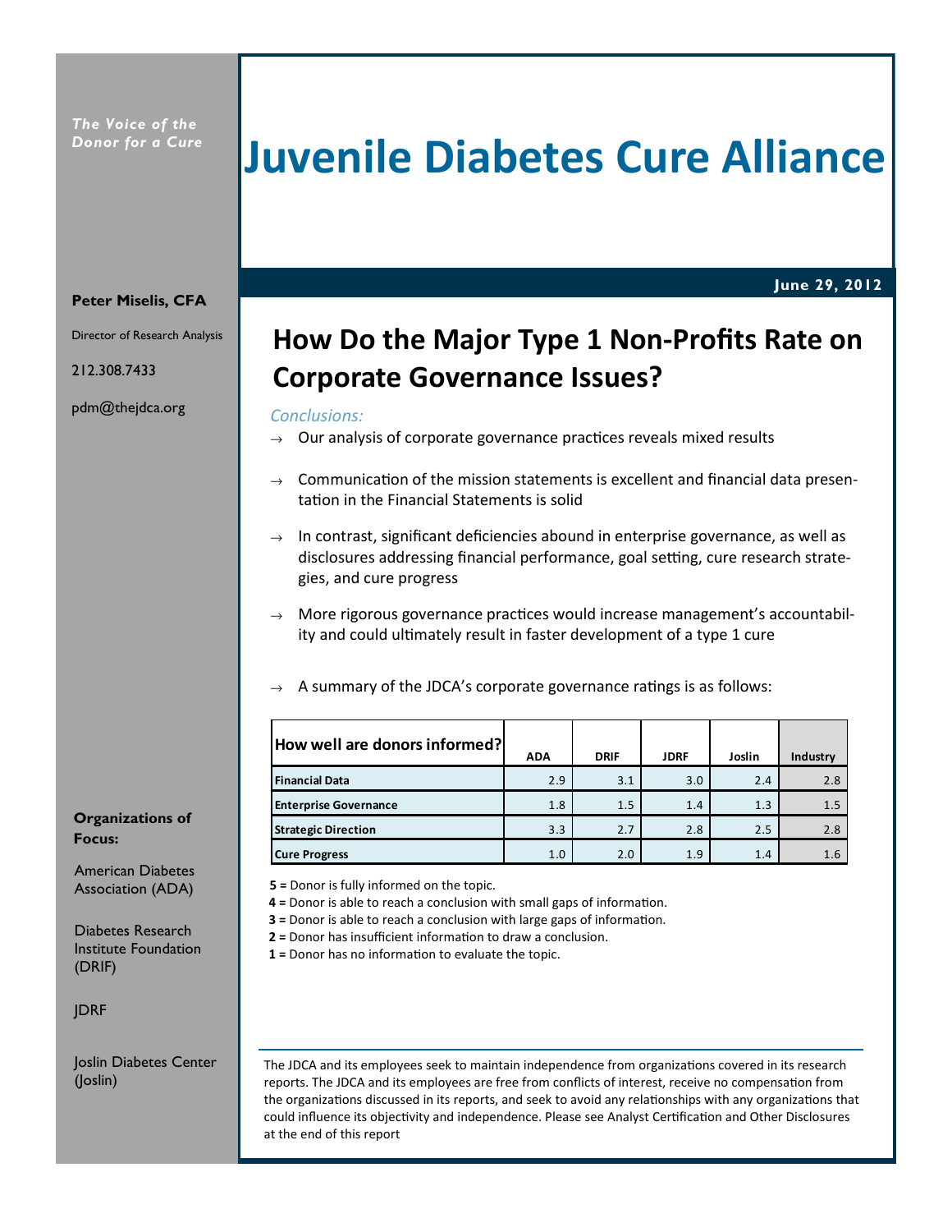*The Voice of the Donor for a Cure*

# Juvenile Diabetes Cure Alliance

**June 29, 2012**

**Peter Miselis, CFA**

Director of Research Analysis

212.308.7433

pdm@thejdca.org

## How Do the Major Type 1 Non-Profits Rate on Corporate Governance Issues?

*Conclusions:*

- Our analysis of corporate governance practices reveals mixed results
- Communication of the mission statements is excellent and financial data presentation in the Financial Statements is solid
- In contrast, significant deficiencies abound in enterprise governance, as well as disclosures addressing financial performance, goal setting, cure research strategies, and cure progress
- More rigorous governance practices would increase management's accountability and could ultimately result in faster development of a type 1 cure
- A summary of the JDCA's corporate governance ratings is as follows:

| How well are donors informed? | ADA | DRIF | JDRF | Joslin | Industry |
|---|---|---|---|---|---|
| **Financial Data** | 2.9 | 3.1 | 3.0 | 2.4 | 2.8 |
| **Enterprise Governance** | 1.8 | 1.5 | 1.4 | 1.3 | 1.5 |
| **Strategic Direction** | 3.3 | 2.7 | 2.8 | 2.5 | 2.8 |
| **Cure Progress** | 1.0 | 2.0 | 1.9 | 1.4 | 1.6 |

**5 =** Donor is fully informed on the topic.
**4 =** Donor is able to reach a conclusion with small gaps of information.
**3 =** Donor is able to reach a conclusion with large gaps of information.
**2 =** Donor has insufficient information to draw a conclusion.
**1 =** Donor has no information to evaluate the topic.

**Organizations of Focus:**

American Diabetes Association (ADA)

Diabetes Research Institute Foundation (DRIF)

JDRF

Joslin Diabetes Center (Joslin)

The JDCA and its employees seek to maintain independence from organizations covered in its research reports. The JDCA and its employees are free from conflicts of interest, receive no compensation from the organizations discussed in its reports, and seek to avoid any relationships with any organizations that could influence its objectivity and independence. Please see Analyst Certification and Other Disclosures at the end of this report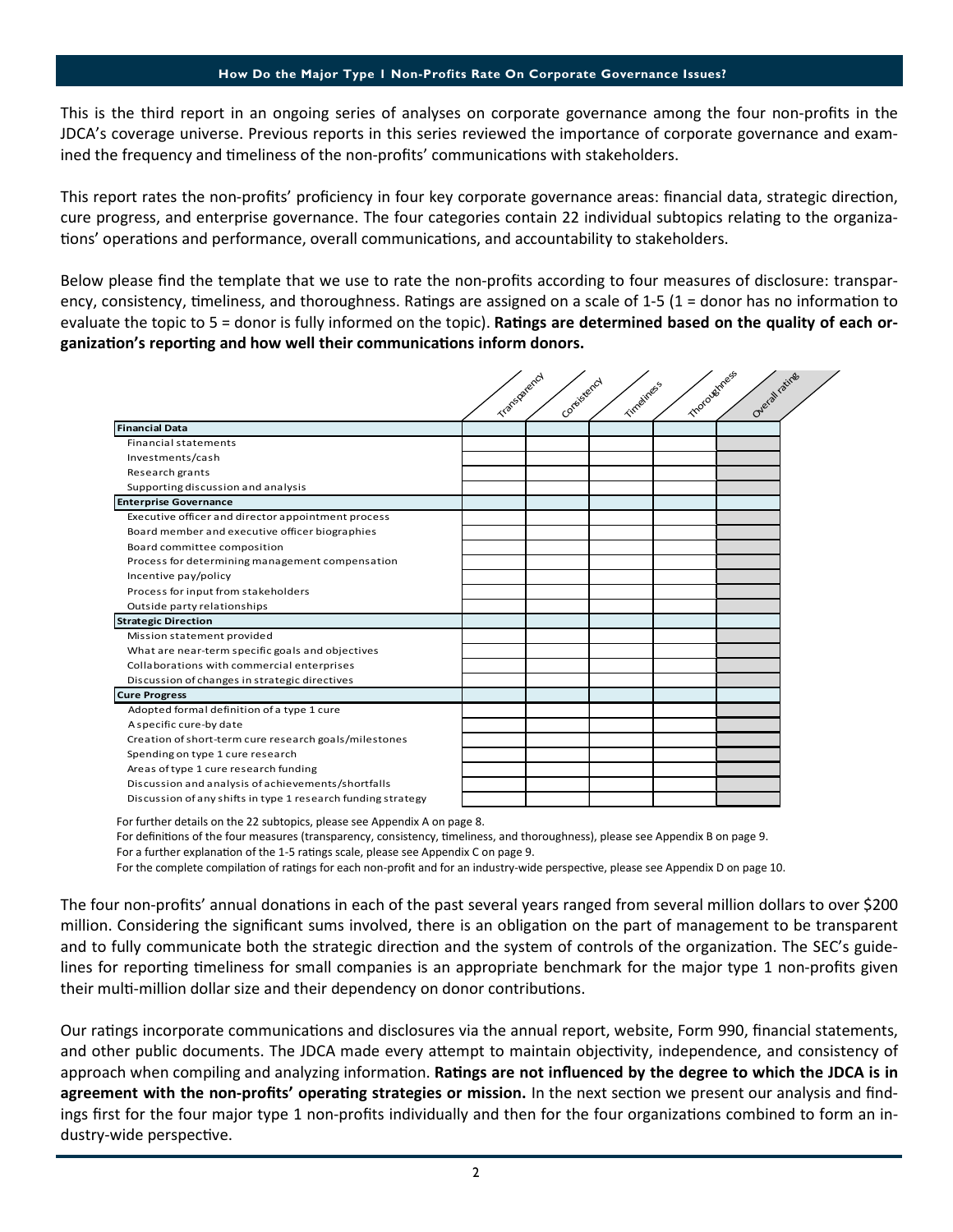**How Do the Major Type 1 Non-Profits Rate On Corporate Governance Issues?**

This is the third report in an ongoing series of analyses on corporate governance among the four non-profits in the JDCA's coverage universe. Previous reports in this series reviewed the importance of corporate governance and examined the frequency and timeliness of the non-profits' communications with stakeholders.

This report rates the non-profits' proficiency in four key corporate governance areas: financial data, strategic direction, cure progress, and enterprise governance. The four categories contain 22 individual subtopics relating to the organizations' operations and performance, overall communications, and accountability to stakeholders.

Below please find the template that we use to rate the non-profits according to four measures of disclosure: transparency, consistency, timeliness, and thoroughness. Ratings are assigned on a scale of 1-5 (1 = donor has no information to evaluate the topic to 5 = donor is fully informed on the topic). **Ratings are determined based on the quality of each organization's reporting and how well their communications inform donors.**

| | Transparency | Consistency | Timeliness | Thoroughness | Overall rating |
|---|---|---|---|---|---|
| **Financial Data** | | | | | |
| Financial statements | | | | | |
| Investments/cash | | | | | |
| Research grants | | | | | |
| Supporting discussion and analysis | | | | | |
| **Enterprise Governance** | | | | | |
| Executive officer and director appointment process | | | | | |
| Board member and executive officer biographies | | | | | |
| Board committee composition | | | | | |
| Process for determining management compensation | | | | | |
| Incentive pay/policy | | | | | |
| Process for input from stakeholders | | | | | |
| Outside party relationships | | | | | |
| **Strategic Direction** | | | | | |
| Mission statement provided | | | | | |
| What are near-term specific goals and objectives | | | | | |
| Collaborations with commercial enterprises | | | | | |
| Discussion of changes in strategic directives | | | | | |
| **Cure Progress** | | | | | |
| Adopted formal definition of a type 1 cure | | | | | |
| A specific cure-by date | | | | | |
| Creation of short-term cure research goals/milestones | | | | | |
| Spending on type 1 cure research | | | | | |
| Areas of type 1 cure research funding | | | | | |
| Discussion and analysis of achievements/shortfalls | | | | | |
| Discussion of any shifts in type 1 research funding strategy | | | | | |

For further details on the 22 subtopics, please see Appendix A on page 8.
For definitions of the four measures (transparency, consistency, timeliness, and thoroughness), please see Appendix B on page 9.
For a further explanation of the 1-5 ratings scale, please see Appendix C on page 9.
For the complete compilation of ratings for each non-profit and for an industry-wide perspective, please see Appendix D on page 10.

The four non-profits' annual donations in each of the past several years ranged from several million dollars to over $200 million. Considering the significant sums involved, there is an obligation on the part of management to be transparent and to fully communicate both the strategic direction and the system of controls of the organization. The SEC's guidelines for reporting timeliness for small companies is an appropriate benchmark for the major type 1 non-profits given their multi-million dollar size and their dependency on donor contributions.

Our ratings incorporate communications and disclosures via the annual report, website, Form 990, financial statements, and other public documents. The JDCA made every attempt to maintain objectivity, independence, and consistency of approach when compiling and analyzing information. **Ratings are not influenced by the degree to which the JDCA is in agreement with the non-profits' operating strategies or mission.** In the next section we present our analysis and findings first for the four major type 1 non-profits individually and then for the four organizations combined to form an industry-wide perspective.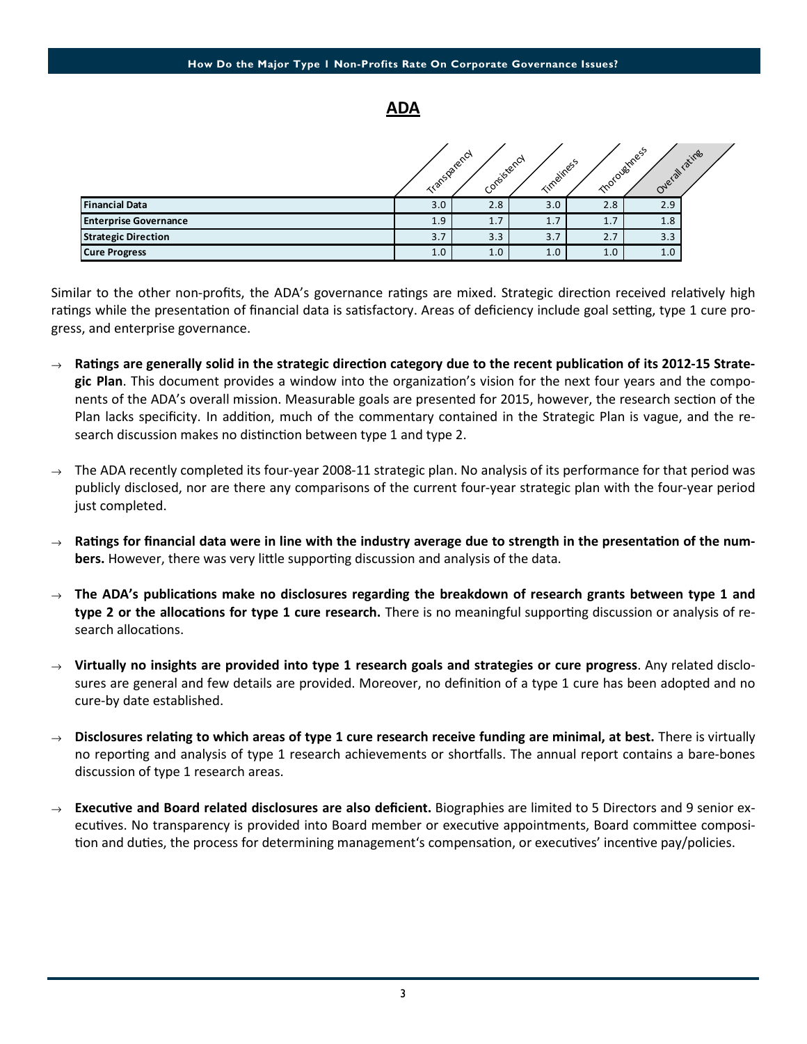## ADA

| | Transparency | Consistency | Timeliness | Thoroughness | Overall rating |
|---|---|---|---|---|---|
| **Financial Data** | 3.0 | 2.8 | 3.0 | 2.8 | 2.9 |
| **Enterprise Governance** | 1.9 | 1.7 | 1.7 | 1.7 | 1.8 |
| **Strategic Direction** | 3.7 | 3.3 | 3.7 | 2.7 | 3.3 |
| **Cure Progress** | 1.0 | 1.0 | 1.0 | 1.0 | 1.0 |

Similar to the other non-profits, the ADA's governance ratings are mixed. Strategic direction received relatively high ratings while the presentation of financial data is satisfactory. Areas of deficiency include goal setting, type 1 cure progress, and enterprise governance.

- **Ratings are generally solid in the strategic direction category due to the recent publication of its 2012-15 Strategic Plan**. This document provides a window into the organization's vision for the next four years and the components of the ADA's overall mission. Measurable goals are presented for 2015, however, the research section of the Plan lacks specificity. In addition, much of the commentary contained in the Strategic Plan is vague, and the research discussion makes no distinction between type 1 and type 2.
- The ADA recently completed its four-year 2008-11 strategic plan. No analysis of its performance for that period was publicly disclosed, nor are there any comparisons of the current four-year strategic plan with the four-year period just completed.
- **Ratings for financial data were in line with the industry average due to strength in the presentation of the numbers.** However, there was very little supporting discussion and analysis of the data.
- **The ADA's publications make no disclosures regarding the breakdown of research grants between type 1 and type 2 or the allocations for type 1 cure research.** There is no meaningful supporting discussion or analysis of research allocations.
- **Virtually no insights are provided into type 1 research goals and strategies or cure progress**. Any related disclosures are general and few details are provided. Moreover, no definition of a type 1 cure has been adopted and no cure-by date established.
- **Disclosures relating to which areas of type 1 cure research receive funding are minimal, at best.** There is virtually no reporting and analysis of type 1 research achievements or shortfalls. The annual report contains a bare-bones discussion of type 1 research areas.
- **Executive and Board related disclosures are also deficient.** Biographies are limited to 5 Directors and 9 senior executives. No transparency is provided into Board member or executive appointments, Board committee composition and duties, the process for determining management's compensation, or executives' incentive pay/policies.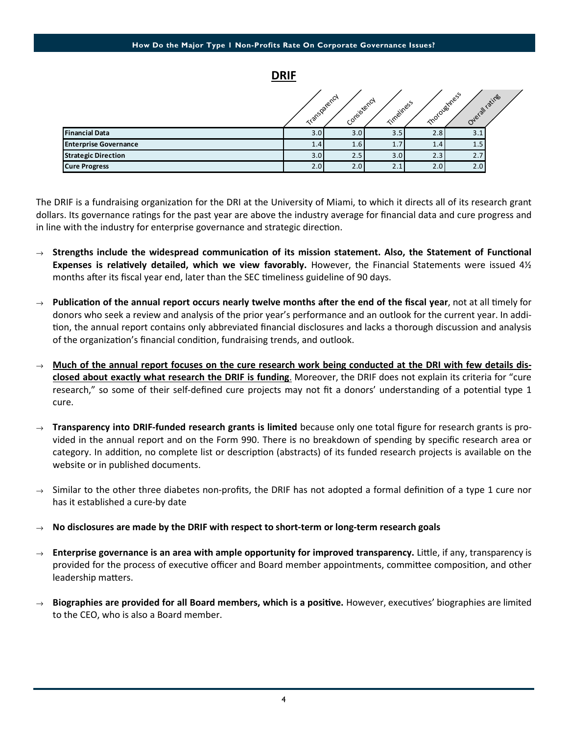## DRIF

| | Transparency | Consistency | Timeliness | Thoroughness | Overall rating |
|---|---|---|---|---|---|
| **Financial Data** | 3.0 | 3.0 | 3.5 | 2.8 | 3.1 |
| **Enterprise Governance** | 1.4 | 1.6 | 1.7 | 1.4 | 1.5 |
| **Strategic Direction** | 3.0 | 2.5 | 3.0 | 2.3 | 2.7 |
| **Cure Progress** | 2.0 | 2.0 | 2.1 | 2.0 | 2.0 |

The DRIF is a fundraising organization for the DRI at the University of Miami, to which it directs all of its research grant dollars. Its governance ratings for the past year are above the industry average for financial data and cure progress and in line with the industry for enterprise governance and strategic direction.

→ **Strengths include the widespread communication of its mission statement. Also, the Statement of Functional Expenses is relatively detailed, which we view favorably.** However, the Financial Statements were issued 4½ months after its fiscal year end, later than the SEC timeliness guideline of 90 days.

→ **Publication of the annual report occurs nearly twelve months after the end of the fiscal year**, not at all timely for donors who seek a review and analysis of the prior year's performance and an outlook for the current year. In addition, the annual report contains only abbreviated financial disclosures and lacks a thorough discussion and analysis of the organization's financial condition, fundraising trends, and outlook.

→ **Much of the annual report focuses on the cure research work being conducted at the DRI with few details disclosed about exactly what research the DRIF is funding**. Moreover, the DRIF does not explain its criteria for "cure research," so some of their self-defined cure projects may not fit a donors' understanding of a potential type 1 cure.

→ **Transparency into DRIF-funded research grants is limited** because only one total figure for research grants is provided in the annual report and on the Form 990. There is no breakdown of spending by specific research area or category. In addition, no complete list or description (abstracts) of its funded research projects is available on the website or in published documents.

→ Similar to the other three diabetes non-profits, the DRIF has not adopted a formal definition of a type 1 cure nor has it established a cure-by date

→ **No disclosures are made by the DRIF with respect to short-term or long-term research goals**

→ **Enterprise governance is an area with ample opportunity for improved transparency.** Little, if any, transparency is provided for the process of executive officer and Board member appointments, committee composition, and other leadership matters.

→ **Biographies are provided for all Board members, which is a positive.** However, executives' biographies are limited to the CEO, who is also a Board member.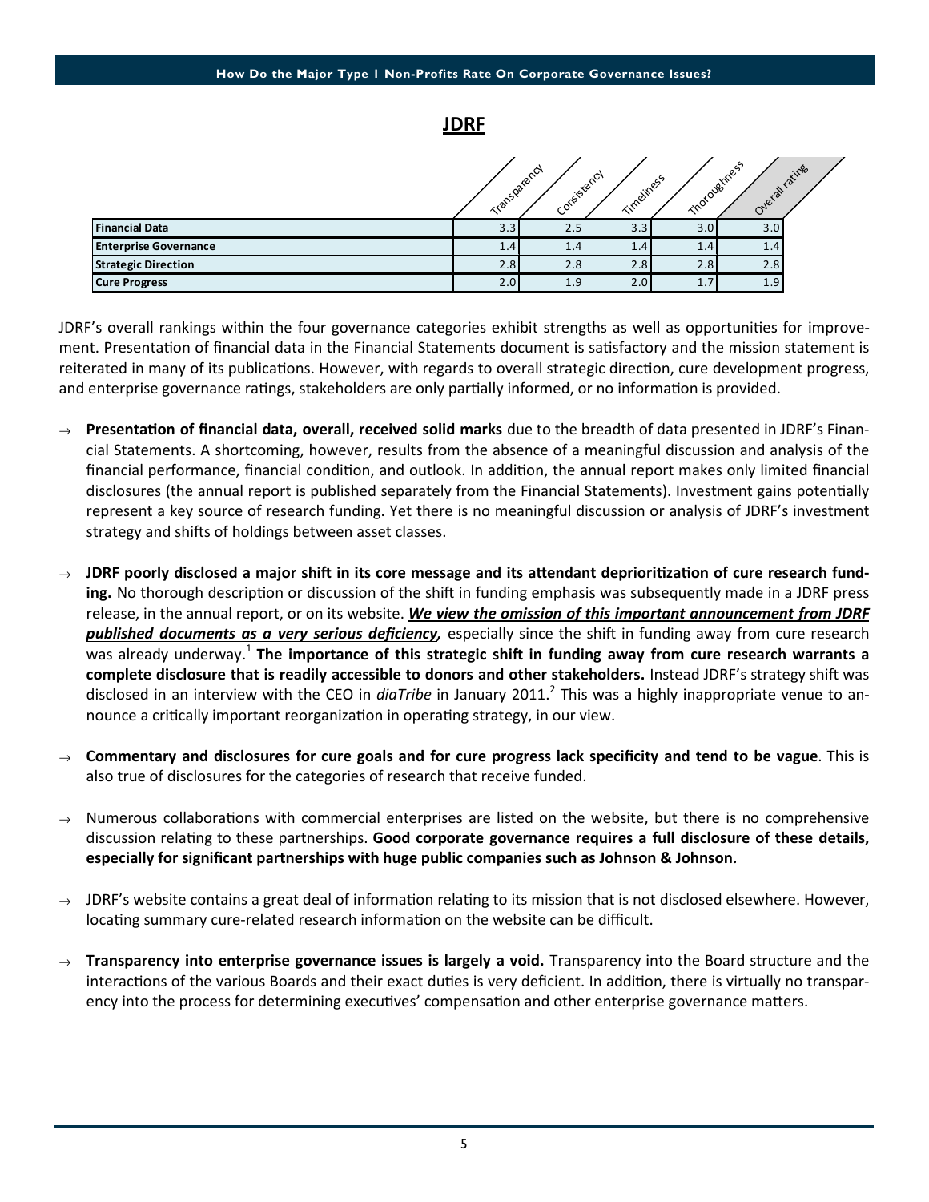## JDRF

| | Transparency | Consistency | Timeliness | Thoroughness | Overall rating |
|---|---|---|---|---|---|
| **Financial Data** | 3.3 | 2.5 | 3.3 | 3.0 | 3.0 |
| **Enterprise Governance** | 1.4 | 1.4 | 1.4 | 1.4 | 1.4 |
| **Strategic Direction** | 2.8 | 2.8 | 2.8 | 2.8 | 2.8 |
| **Cure Progress** | 2.0 | 1.9 | 2.0 | 1.7 | 1.9 |

JDRF's overall rankings within the four governance categories exhibit strengths as well as opportunities for improvement. Presentation of financial data in the Financial Statements document is satisfactory and the mission statement is reiterated in many of its publications. However, with regards to overall strategic direction, cure development progress, and enterprise governance ratings, stakeholders are only partially informed, or no information is provided.

- **Presentation of financial data, overall, received solid marks** due to the breadth of data presented in JDRF's Financial Statements. A shortcoming, however, results from the absence of a meaningful discussion and analysis of the financial performance, financial condition, and outlook. In addition, the annual report makes only limited financial disclosures (the annual report is published separately from the Financial Statements). Investment gains potentially represent a key source of research funding. Yet there is no meaningful discussion or analysis of JDRF's investment strategy and shifts of holdings between asset classes.

- **JDRF poorly disclosed a major shift in its core message and its attendant deprioritization of cure research funding.** No thorough description or discussion of the shift in funding emphasis was subsequently made in a JDRF press release, in the annual report, or on its website. ***We view the omission of this important announcement from JDRF published documents as a very serious deficiency,*** especially since the shift in funding away from cure research was already underway.[1] **The importance of this strategic shift in funding away from cure research warrants a complete disclosure that is readily accessible to donors and other stakeholders.** Instead JDRF's strategy shift was disclosed in an interview with the CEO in *diaTribe* in January 2011.[2] This was a highly inappropriate venue to announce a critically important reorganization in operating strategy, in our view.

- **Commentary and disclosures for cure goals and for cure progress lack specificity and tend to be vague**. This is also true of disclosures for the categories of research that receive funded.

- Numerous collaborations with commercial enterprises are listed on the website, but there is no comprehensive discussion relating to these partnerships. **Good corporate governance requires a full disclosure of these details, especially for significant partnerships with huge public companies such as Johnson & Johnson.**

- JDRF's website contains a great deal of information relating to its mission that is not disclosed elsewhere. However, locating summary cure-related research information on the website can be difficult.

- **Transparency into enterprise governance issues is largely a void.** Transparency into the Board structure and the interactions of the various Boards and their exact duties is very deficient. In addition, there is virtually no transparency into the process for determining executives' compensation and other enterprise governance matters.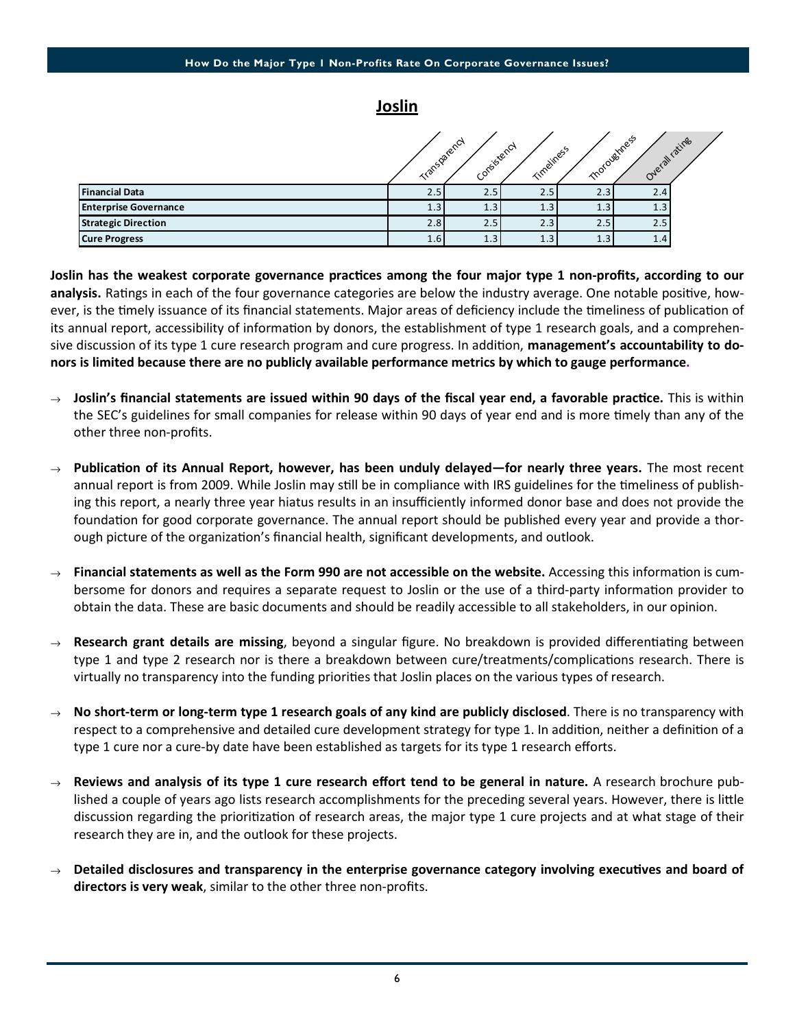## Joslin

| | Transparency | Consistency | Timeliness | Thoroughness | Overall rating |
|---|---|---|---|---|---|
| **Financial Data** | 2.5 | 2.5 | 2.5 | 2.3 | 2.4 |
| **Enterprise Governance** | 1.3 | 1.3 | 1.3 | 1.3 | 1.3 |
| **Strategic Direction** | 2.8 | 2.5 | 2.3 | 2.5 | 2.5 |
| **Cure Progress** | 1.6 | 1.3 | 1.3 | 1.3 | 1.4 |

**Joslin has the weakest corporate governance practices among the four major type 1 non-profits, according to our analysis.** Ratings in each of the four governance categories are below the industry average. One notable positive, however, is the timely issuance of its financial statements. Major areas of deficiency include the timeliness of publication of its annual report, accessibility of information by donors, the establishment of type 1 research goals, and a comprehensive discussion of its type 1 cure research program and cure progress. In addition, **management's accountability to donors is limited because there are no publicly available performance metrics by which to gauge performance.**

- **Joslin's financial statements are issued within 90 days of the fiscal year end, a favorable practice.** This is within the SEC's guidelines for small companies for release within 90 days of year end and is more timely than any of the other three non-profits.

- **Publication of its Annual Report, however, has been unduly delayed—for nearly three years.** The most recent annual report is from 2009. While Joslin may still be in compliance with IRS guidelines for the timeliness of publishing this report, a nearly three year hiatus results in an insufficiently informed donor base and does not provide the foundation for good corporate governance. The annual report should be published every year and provide a thorough picture of the organization's financial health, significant developments, and outlook.

- **Financial statements as well as the Form 990 are not accessible on the website.** Accessing this information is cumbersome for donors and requires a separate request to Joslin or the use of a third-party information provider to obtain the data. These are basic documents and should be readily accessible to all stakeholders, in our opinion.

- **Research grant details are missing**, beyond a singular figure. No breakdown is provided differentiating between type 1 and type 2 research nor is there a breakdown between cure/treatments/complications research. There is virtually no transparency into the funding priorities that Joslin places on the various types of research.

- **No short-term or long-term type 1 research goals of any kind are publicly disclosed**. There is no transparency with respect to a comprehensive and detailed cure development strategy for type 1. In addition, neither a definition of a type 1 cure nor a cure-by date have been established as targets for its type 1 research efforts.

- **Reviews and analysis of its type 1 cure research effort tend to be general in nature.** A research brochure published a couple of years ago lists research accomplishments for the preceding several years. However, there is little discussion regarding the prioritization of research areas, the major type 1 cure projects and at what stage of their research they are in, and the outlook for these projects.

- **Detailed disclosures and transparency in the enterprise governance category involving executives and board of directors is very weak**, similar to the other three non-profits.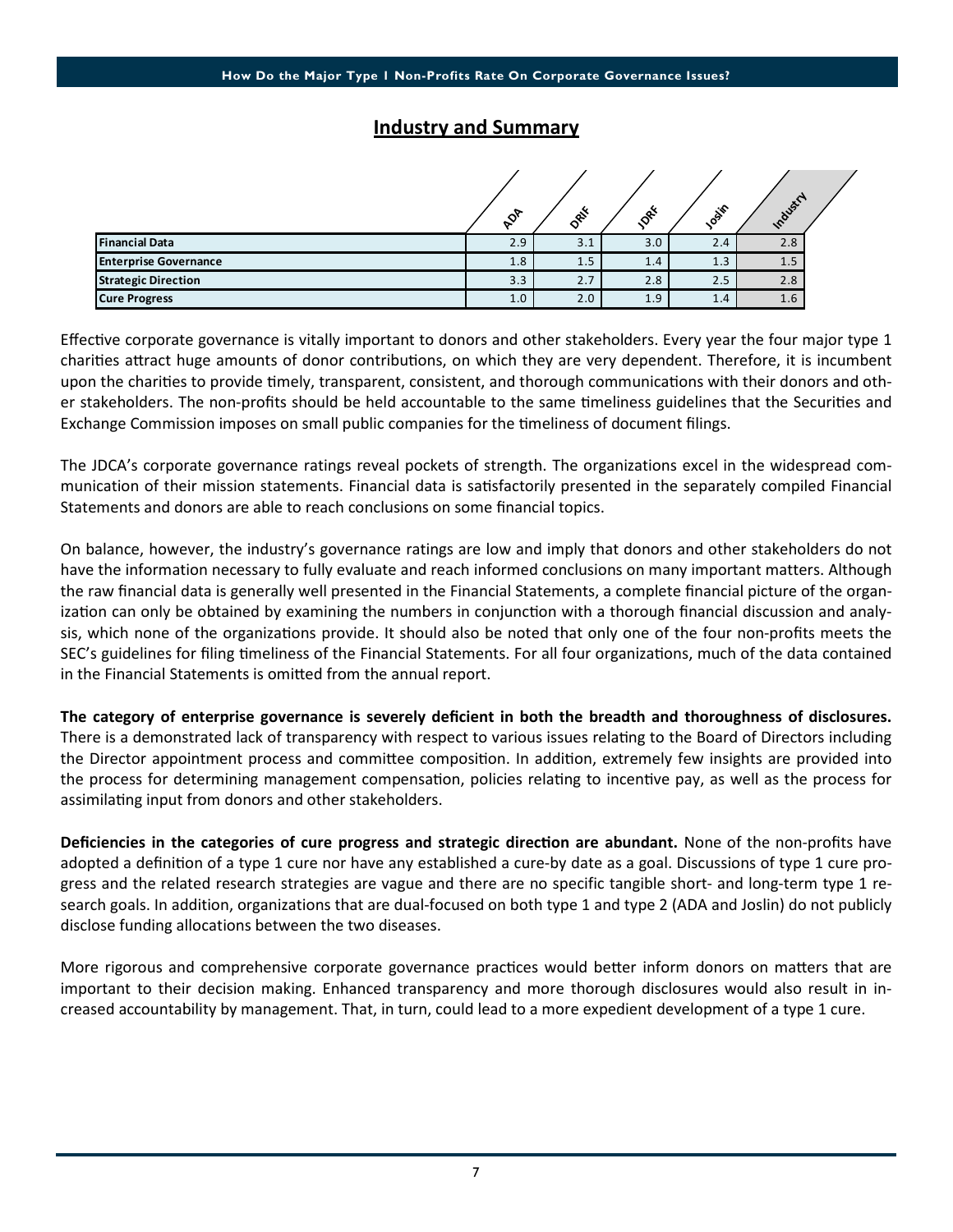## Industry and Summary

| | ADA | DRIF | JDRF | Joslin | Industry |
|---|---|---|---|---|---|
| **Financial Data** | 2.9 | 3.1 | 3.0 | 2.4 | 2.8 |
| **Enterprise Governance** | 1.8 | 1.5 | 1.4 | 1.3 | 1.5 |
| **Strategic Direction** | 3.3 | 2.7 | 2.8 | 2.5 | 2.8 |
| **Cure Progress** | 1.0 | 2.0 | 1.9 | 1.4 | 1.6 |

Effective corporate governance is vitally important to donors and other stakeholders. Every year the four major type 1 charities attract huge amounts of donor contributions, on which they are very dependent. Therefore, it is incumbent upon the charities to provide timely, transparent, consistent, and thorough communications with their donors and other stakeholders. The non-profits should be held accountable to the same timeliness guidelines that the Securities and Exchange Commission imposes on small public companies for the timeliness of document filings.

The JDCA's corporate governance ratings reveal pockets of strength. The organizations excel in the widespread communication of their mission statements. Financial data is satisfactorily presented in the separately compiled Financial Statements and donors are able to reach conclusions on some financial topics.

On balance, however, the industry's governance ratings are low and imply that donors and other stakeholders do not have the information necessary to fully evaluate and reach informed conclusions on many important matters. Although the raw financial data is generally well presented in the Financial Statements, a complete financial picture of the organization can only be obtained by examining the numbers in conjunction with a thorough financial discussion and analysis, which none of the organizations provide. It should also be noted that only one of the four non-profits meets the SEC's guidelines for filing timeliness of the Financial Statements. For all four organizations, much of the data contained in the Financial Statements is omitted from the annual report.

**The category of enterprise governance is severely deficient in both the breadth and thoroughness of disclosures.** There is a demonstrated lack of transparency with respect to various issues relating to the Board of Directors including the Director appointment process and committee composition. In addition, extremely few insights are provided into the process for determining management compensation, policies relating to incentive pay, as well as the process for assimilating input from donors and other stakeholders.

**Deficiencies in the categories of cure progress and strategic direction are abundant.** None of the non-profits have adopted a definition of a type 1 cure nor have any established a cure-by date as a goal. Discussions of type 1 cure progress and the related research strategies are vague and there are no specific tangible short- and long-term type 1 research goals. In addition, organizations that are dual-focused on both type 1 and type 2 (ADA and Joslin) do not publicly disclose funding allocations between the two diseases.

More rigorous and comprehensive corporate governance practices would better inform donors on matters that are important to their decision making. Enhanced transparency and more thorough disclosures would also result in increased accountability by management. That, in turn, could lead to a more expedient development of a type 1 cure.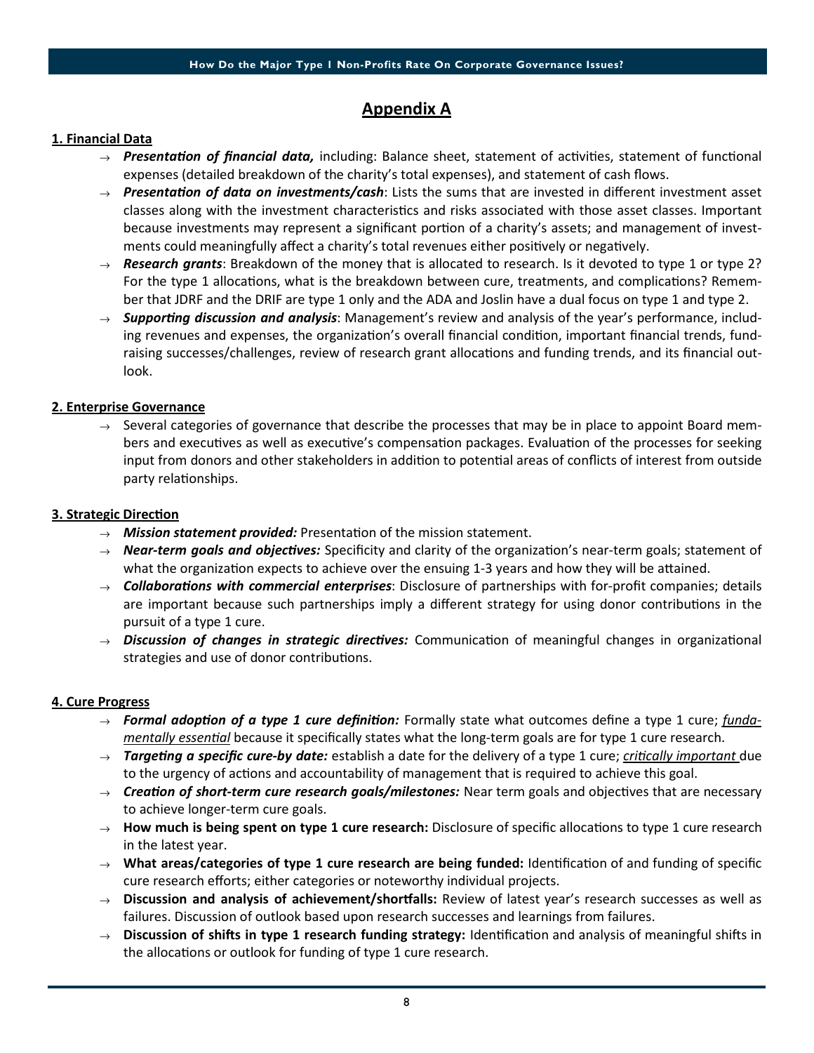## Appendix A

### 1. Financial Data

- ***Presentation of financial data,*** including: Balance sheet, statement of activities, statement of functional expenses (detailed breakdown of the charity's total expenses), and statement of cash flows.
- ***Presentation of data on investments/cash***: Lists the sums that are invested in different investment asset classes along with the investment characteristics and risks associated with those asset classes. Important because investments may represent a significant portion of a charity's assets; and management of investments could meaningfully affect a charity's total revenues either positively or negatively.
- ***Research grants***: Breakdown of the money that is allocated to research. Is it devoted to type 1 or type 2? For the type 1 allocations, what is the breakdown between cure, treatments, and complications? Remember that JDRF and the DRIF are type 1 only and the ADA and Joslin have a dual focus on type 1 and type 2.
- ***Supporting discussion and analysis***: Management's review and analysis of the year's performance, including revenues and expenses, the organization's overall financial condition, important financial trends, fundraising successes/challenges, review of research grant allocations and funding trends, and its financial outlook.

### 2. Enterprise Governance

- Several categories of governance that describe the processes that may be in place to appoint Board members and executives as well as executive's compensation packages. Evaluation of the processes for seeking input from donors and other stakeholders in addition to potential areas of conflicts of interest from outside party relationships.

### 3. Strategic Direction

- ***Mission statement provided:*** Presentation of the mission statement.
- ***Near-term goals and objectives:*** Specificity and clarity of the organization's near-term goals; statement of what the organization expects to achieve over the ensuing 1-3 years and how they will be attained.
- ***Collaborations with commercial enterprises***: Disclosure of partnerships with for-profit companies; details are important because such partnerships imply a different strategy for using donor contributions in the pursuit of a type 1 cure.
- ***Discussion of changes in strategic directives:*** Communication of meaningful changes in organizational strategies and use of donor contributions.

### 4. Cure Progress

- ***Formal adoption of a type 1 cure definition:*** Formally state what outcomes define a type 1 cure; *fundamentally essential* because it specifically states what the long-term goals are for type 1 cure research.
- ***Targeting a specific cure-by date:*** establish a date for the delivery of a type 1 cure; *critically important* due to the urgency of actions and accountability of management that is required to achieve this goal.
- ***Creation of short-term cure research goals/milestones:*** Near term goals and objectives that are necessary to achieve longer-term cure goals.
- **How much is being spent on type 1 cure research:** Disclosure of specific allocations to type 1 cure research in the latest year.
- **What areas/categories of type 1 cure research are being funded:** Identification of and funding of specific cure research efforts; either categories or noteworthy individual projects.
- **Discussion and analysis of achievement/shortfalls:** Review of latest year's research successes as well as failures. Discussion of outlook based upon research successes and learnings from failures.
- **Discussion of shifts in type 1 research funding strategy:** Identification and analysis of meaningful shifts in the allocations or outlook for funding of type 1 cure research.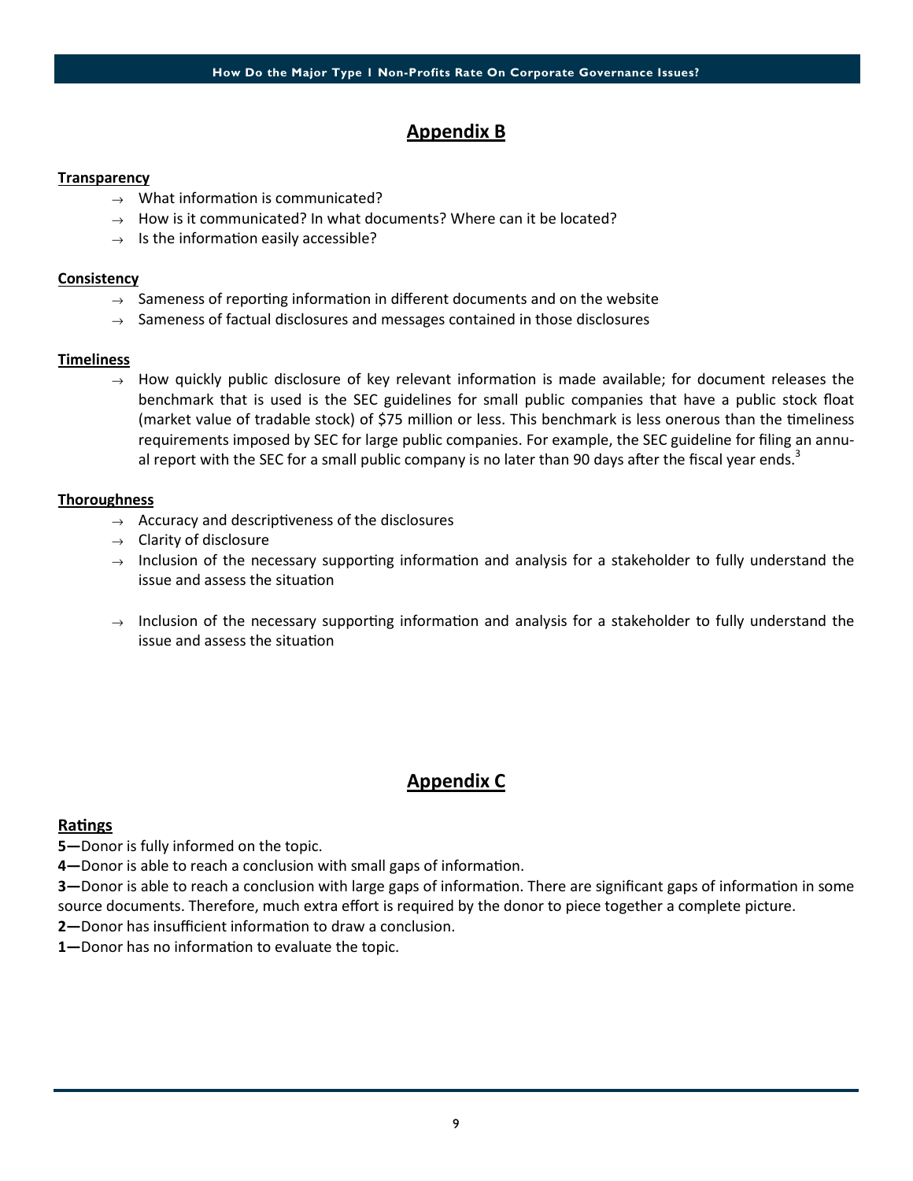## Appendix B

**Transparency**

- → What information is communicated?
- → How is it communicated? In what documents? Where can it be located?
- → Is the information easily accessible?

**Consistency**

- → Sameness of reporting information in different documents and on the website
- → Sameness of factual disclosures and messages contained in those disclosures

**Timeliness**

- → How quickly public disclosure of key relevant information is made available; for document releases the benchmark that is used is the SEC guidelines for small public companies that have a public stock float (market value of tradable stock) of $75 million or less. This benchmark is less onerous than the timeliness requirements imposed by SEC for large public companies. For example, the SEC guideline for filing an annual report with the SEC for a small public company is no later than 90 days after the fiscal year ends.[3]

**Thoroughness**

- → Accuracy and descriptiveness of the disclosures
- → Clarity of disclosure
- → Inclusion of the necessary supporting information and analysis for a stakeholder to fully understand the issue and assess the situation

- → Inclusion of the necessary supporting information and analysis for a stakeholder to fully understand the issue and assess the situation

## Appendix C

**Ratings**

**5—**Donor is fully informed on the topic.

**4—**Donor is able to reach a conclusion with small gaps of information.

**3—**Donor is able to reach a conclusion with large gaps of information. There are significant gaps of information in some source documents. Therefore, much extra effort is required by the donor to piece together a complete picture.

**2—**Donor has insufficient information to draw a conclusion.

**1—**Donor has no information to evaluate the topic.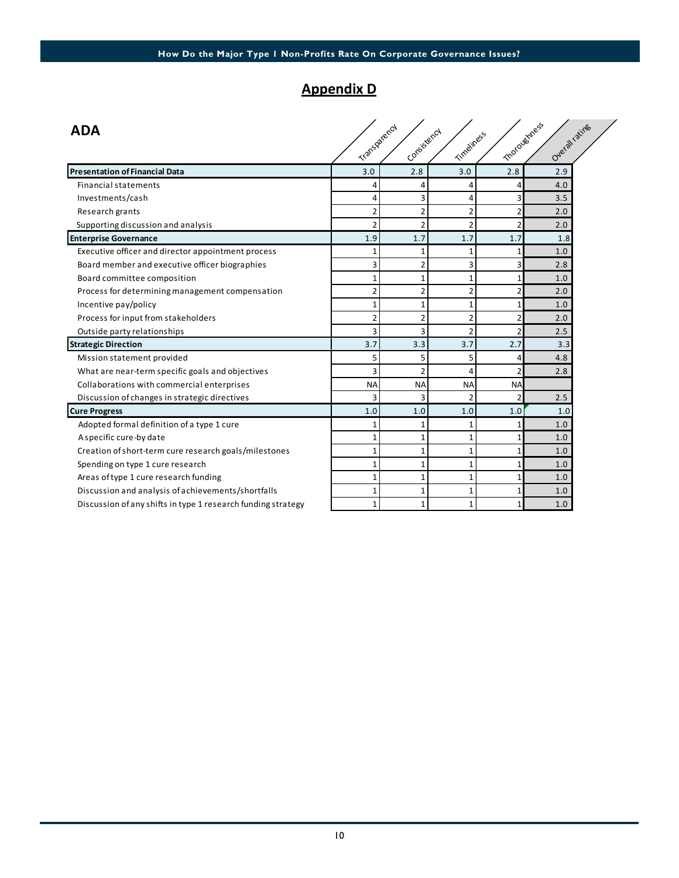## Appendix D

| ADA | Transparency | Consistency | Timeliness | Thoroughness | Overall rating |
|---|---|---|---|---|---|
| **Presentation of Financial Data** | 3.0 | 2.8 | 3.0 | 2.8 | 2.9 |
| Financial statements | 4 | 4 | 4 | 4 | 4.0 |
| Investments/cash | 4 | 3 | 4 | 3 | 3.5 |
| Research grants | 2 | 2 | 2 | 2 | 2.0 |
| Supporting discussion and analysis | 2 | 2 | 2 | 2 | 2.0 |
| **Enterprise Governance** | 1.9 | 1.7 | 1.7 | 1.7 | 1.8 |
| Executive officer and director appointment process | 1 | 1 | 1 | 1 | 1.0 |
| Board member and executive officer biographies | 3 | 2 | 3 | 3 | 2.8 |
| Board committee composition | 1 | 1 | 1 | 1 | 1.0 |
| Process for determining management compensation | 2 | 2 | 2 | 2 | 2.0 |
| Incentive pay/policy | 1 | 1 | 1 | 1 | 1.0 |
| Process for input from stakeholders | 2 | 2 | 2 | 2 | 2.0 |
| Outside party relationships | 3 | 3 | 2 | 2 | 2.5 |
| **Strategic Direction** | 3.7 | 3.3 | 3.7 | 2.7 | 3.3 |
| Mission statement provided | 5 | 5 | 5 | 4 | 4.8 |
| What are near-term specific goals and objectives | 3 | 2 | 4 | 2 | 2.8 |
| Collaborations with commercial enterprises | NA | NA | NA | NA | |
| Discussion of changes in strategic directives | 3 | 3 | 2 | 2 | 2.5 |
| **Cure Progress** | 1.0 | 1.0 | 1.0 | 1.0 | 1.0 |
| Adopted formal definition of a type 1 cure | 1 | 1 | 1 | 1 | 1.0 |
| A specific cure-by date | 1 | 1 | 1 | 1 | 1.0 |
| Creation of short-term cure research goals/milestones | 1 | 1 | 1 | 1 | 1.0 |
| Spending on type 1 cure research | 1 | 1 | 1 | 1 | 1.0 |
| Areas of type 1 cure research funding | 1 | 1 | 1 | 1 | 1.0 |
| Discussion and analysis of achievements/shortfalls | 1 | 1 | 1 | 1 | 1.0 |
| Discussion of any shifts in type 1 research funding strategy | 1 | 1 | 1 | 1 | 1.0 |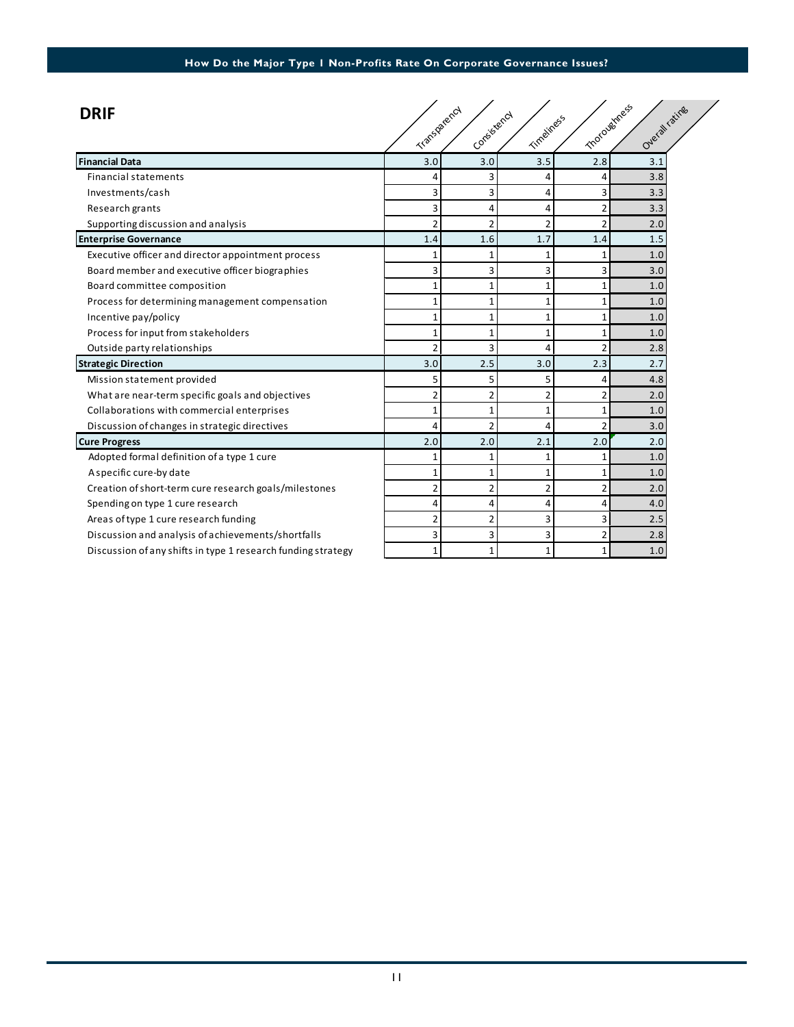## How Do the Major Type 1 Non-Profits Rate On Corporate Governance Issues?

### DRIF

| | Transparency | Consistency | Timeliness | Thoroughness | Overall rating |
|---|---|---|---|---|---|
| **Financial Data** | 3.0 | 3.0 | 3.5 | 2.8 | 3.1 |
| Financial statements | 4 | 3 | 4 | 4 | 3.8 |
| Investments/cash | 3 | 3 | 4 | 3 | 3.3 |
| Research grants | 3 | 4 | 4 | 2 | 3.3 |
| Supporting discussion and analysis | 2 | 2 | 2 | 2 | 2.0 |
| **Enterprise Governance** | 1.4 | 1.6 | 1.7 | 1.4 | 1.5 |
| Executive officer and director appointment process | 1 | 1 | 1 | 1 | 1.0 |
| Board member and executive officer biographies | 3 | 3 | 3 | 3 | 3.0 |
| Board committee composition | 1 | 1 | 1 | 1 | 1.0 |
| Process for determining management compensation | 1 | 1 | 1 | 1 | 1.0 |
| Incentive pay/policy | 1 | 1 | 1 | 1 | 1.0 |
| Process for input from stakeholders | 1 | 1 | 1 | 1 | 1.0 |
| Outside party relationships | 2 | 3 | 4 | 2 | 2.8 |
| **Strategic Direction** | 3.0 | 2.5 | 3.0 | 2.3 | 2.7 |
| Mission statement provided | 5 | 5 | 5 | 4 | 4.8 |
| What are near-term specific goals and objectives | 2 | 2 | 2 | 2 | 2.0 |
| Collaborations with commercial enterprises | 1 | 1 | 1 | 1 | 1.0 |
| Discussion of changes in strategic directives | 4 | 2 | 4 | 2 | 3.0 |
| **Cure Progress** | 2.0 | 2.0 | 2.1 | 2.0 | 2.0 |
| Adopted formal definition of a type 1 cure | 1 | 1 | 1 | 1 | 1.0 |
| A specific cure-by date | 1 | 1 | 1 | 1 | 1.0 |
| Creation of short-term cure research goals/milestones | 2 | 2 | 2 | 2 | 2.0 |
| Spending on type 1 cure research | 4 | 4 | 4 | 4 | 4.0 |
| Areas of type 1 cure research funding | 2 | 2 | 3 | 3 | 2.5 |
| Discussion and analysis of achievements/shortfalls | 3 | 3 | 3 | 2 | 2.8 |
| Discussion of any shifts in type 1 research funding strategy | 1 | 1 | 1 | 1 | 1.0 |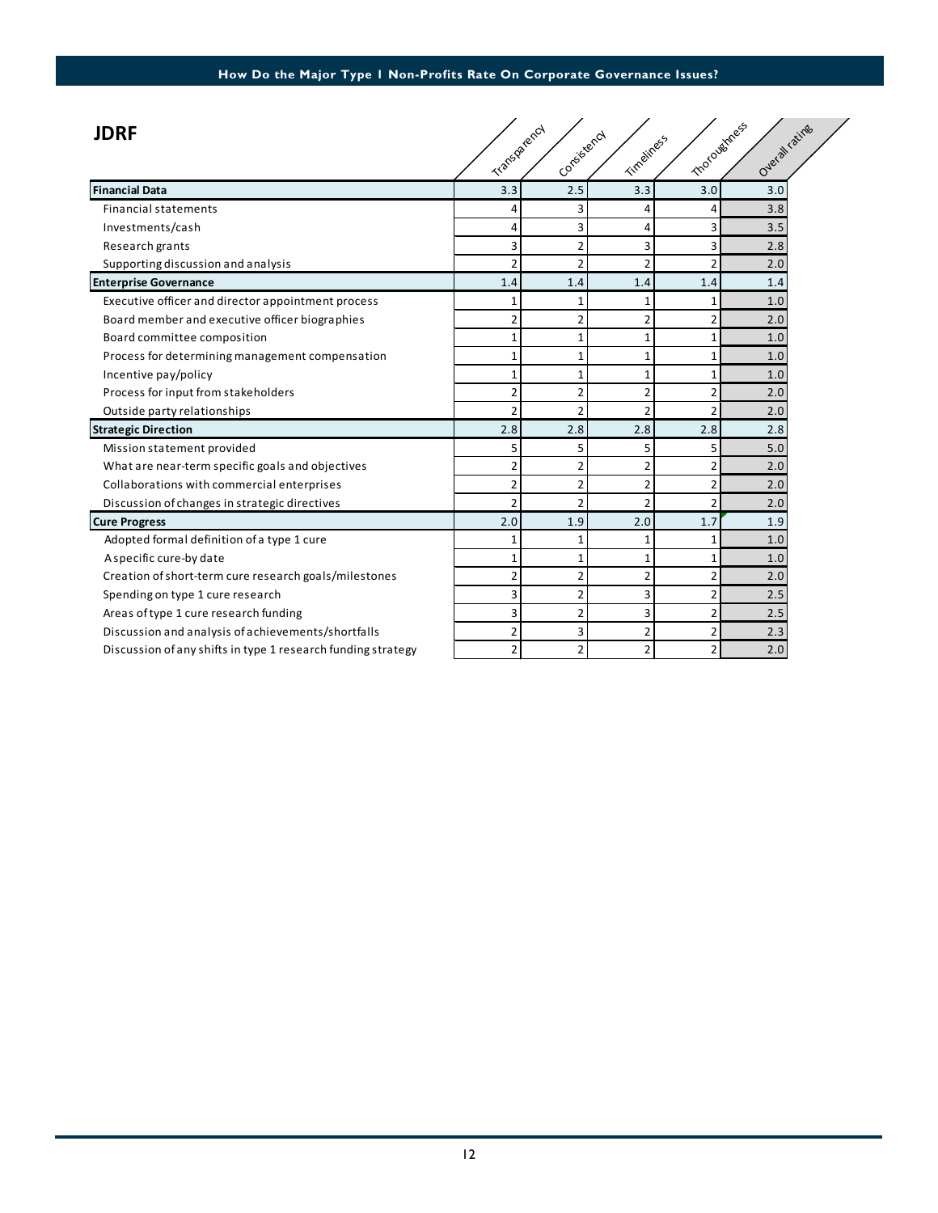## How Do the Major Type 1 Non-Profits Rate On Corporate Governance Issues?

### JDRF

| | Transparency | Consistency | Timeliness | Thoroughness | Overall rating |
|---|---|---|---|---|---|
| **Financial Data** | 3.3 | 2.5 | 3.3 | 3.0 | 3.0 |
| Financial statements | 4 | 3 | 4 | 4 | 3.8 |
| Investments/cash | 4 | 3 | 4 | 3 | 3.5 |
| Research grants | 3 | 2 | 3 | 3 | 2.8 |
| Supporting discussion and analysis | 2 | 2 | 2 | 2 | 2.0 |
| **Enterprise Governance** | 1.4 | 1.4 | 1.4 | 1.4 | 1.4 |
| Executive officer and director appointment process | 1 | 1 | 1 | 1 | 1.0 |
| Board member and executive officer biographies | 2 | 2 | 2 | 2 | 2.0 |
| Board committee composition | 1 | 1 | 1 | 1 | 1.0 |
| Process for determining management compensation | 1 | 1 | 1 | 1 | 1.0 |
| Incentive pay/policy | 1 | 1 | 1 | 1 | 1.0 |
| Process for input from stakeholders | 2 | 2 | 2 | 2 | 2.0 |
| Outside party relationships | 2 | 2 | 2 | 2 | 2.0 |
| **Strategic Direction** | 2.8 | 2.8 | 2.8 | 2.8 | 2.8 |
| Mission statement provided | 5 | 5 | 5 | 5 | 5.0 |
| What are near-term specific goals and objectives | 2 | 2 | 2 | 2 | 2.0 |
| Collaborations with commercial enterprises | 2 | 2 | 2 | 2 | 2.0 |
| Discussion of changes in strategic directives | 2 | 2 | 2 | 2 | 2.0 |
| **Cure Progress** | 2.0 | 1.9 | 2.0 | 1.7 | 1.9 |
| Adopted formal definition of a type 1 cure | 1 | 1 | 1 | 1 | 1.0 |
| A specific cure-by date | 1 | 1 | 1 | 1 | 1.0 |
| Creation of short-term cure research goals/milestones | 2 | 2 | 2 | 2 | 2.0 |
| Spending on type 1 cure research | 3 | 2 | 3 | 2 | 2.5 |
| Areas of type 1 cure research funding | 3 | 2 | 3 | 2 | 2.5 |
| Discussion and analysis of achievements/shortfalls | 2 | 3 | 2 | 2 | 2.3 |
| Discussion of any shifts in type 1 research funding strategy | 2 | 2 | 2 | 2 | 2.0 |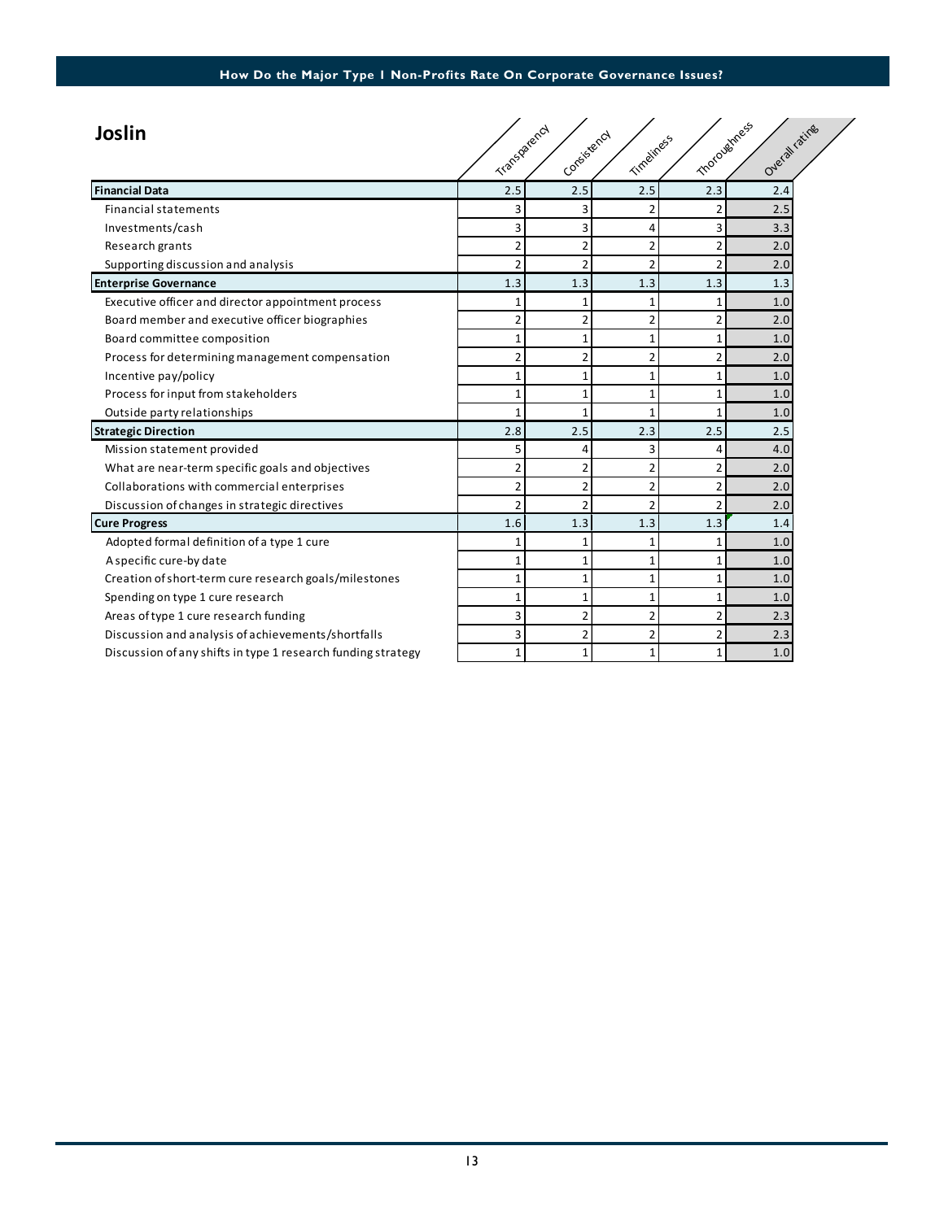## How Do the Major Type 1 Non-Profits Rate On Corporate Governance Issues?

### Joslin

| | Transparency | Consistency | Timeliness | Thoroughness | Overall rating |
|---|---|---|---|---|---|
| **Financial Data** | 2.5 | 2.5 | 2.5 | 2.3 | 2.4 |
| Financial statements | 3 | 3 | 2 | 2 | 2.5 |
| Investments/cash | 3 | 3 | 4 | 3 | 3.3 |
| Research grants | 2 | 2 | 2 | 2 | 2.0 |
| Supporting discussion and analysis | 2 | 2 | 2 | 2 | 2.0 |
| **Enterprise Governance** | 1.3 | 1.3 | 1.3 | 1.3 | 1.3 |
| Executive officer and director appointment process | 1 | 1 | 1 | 1 | 1.0 |
| Board member and executive officer biographies | 2 | 2 | 2 | 2 | 2.0 |
| Board committee composition | 1 | 1 | 1 | 1 | 1.0 |
| Process for determining management compensation | 2 | 2 | 2 | 2 | 2.0 |
| Incentive pay/policy | 1 | 1 | 1 | 1 | 1.0 |
| Process for input from stakeholders | 1 | 1 | 1 | 1 | 1.0 |
| Outside party relationships | 1 | 1 | 1 | 1 | 1.0 |
| **Strategic Direction** | 2.8 | 2.5 | 2.3 | 2.5 | 2.5 |
| Mission statement provided | 5 | 4 | 3 | 4 | 4.0 |
| What are near-term specific goals and objectives | 2 | 2 | 2 | 2 | 2.0 |
| Collaborations with commercial enterprises | 2 | 2 | 2 | 2 | 2.0 |
| Discussion of changes in strategic directives | 2 | 2 | 2 | 2 | 2.0 |
| **Cure Progress** | 1.6 | 1.3 | 1.3 | 1.3 | 1.4 |
| Adopted formal definition of a type 1 cure | 1 | 1 | 1 | 1 | 1.0 |
| A specific cure-by date | 1 | 1 | 1 | 1 | 1.0 |
| Creation of short-term cure research goals/milestones | 1 | 1 | 1 | 1 | 1.0 |
| Spending on type 1 cure research | 1 | 1 | 1 | 1 | 1.0 |
| Areas of type 1 cure research funding | 3 | 2 | 2 | 2 | 2.3 |
| Discussion and analysis of achievements/shortfalls | 3 | 2 | 2 | 2 | 2.3 |
| Discussion of any shifts in type 1 research funding strategy | 1 | 1 | 1 | 1 | 1.0 |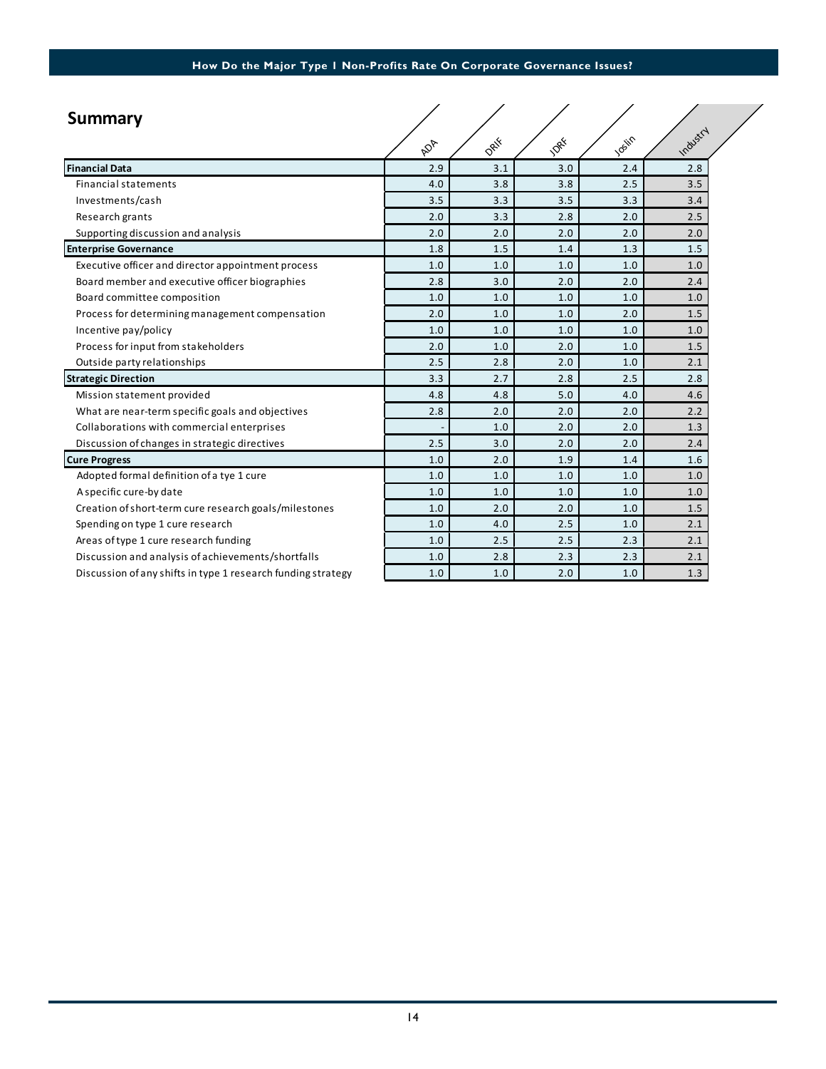## Summary

| | ADA | DRIF | JDRF | Joslin | Industry |
|---|---|---|---|---|---|
| **Financial Data** | 2.9 | 3.1 | 3.0 | 2.4 | 2.8 |
| Financial statements | 4.0 | 3.8 | 3.8 | 2.5 | 3.5 |
| Investments/cash | 3.5 | 3.3 | 3.5 | 3.3 | 3.4 |
| Research grants | 2.0 | 3.3 | 2.8 | 2.0 | 2.5 |
| Supporting discussion and analysis | 2.0 | 2.0 | 2.0 | 2.0 | 2.0 |
| **Enterprise Governance** | 1.8 | 1.5 | 1.4 | 1.3 | 1.5 |
| Executive officer and director appointment process | 1.0 | 1.0 | 1.0 | 1.0 | 1.0 |
| Board member and executive officer biographies | 2.8 | 3.0 | 2.0 | 2.0 | 2.4 |
| Board committee composition | 1.0 | 1.0 | 1.0 | 1.0 | 1.0 |
| Process for determining management compensation | 2.0 | 1.0 | 1.0 | 2.0 | 1.5 |
| Incentive pay/policy | 1.0 | 1.0 | 1.0 | 1.0 | 1.0 |
| Process for input from stakeholders | 2.0 | 1.0 | 2.0 | 1.0 | 1.5 |
| Outside party relationships | 2.5 | 2.8 | 2.0 | 1.0 | 2.1 |
| **Strategic Direction** | 3.3 | 2.7 | 2.8 | 2.5 | 2.8 |
| Mission statement provided | 4.8 | 4.8 | 5.0 | 4.0 | 4.6 |
| What are near-term specific goals and objectives | 2.8 | 2.0 | 2.0 | 2.0 | 2.2 |
| Collaborations with commercial enterprises | - | 1.0 | 2.0 | 2.0 | 1.3 |
| Discussion of changes in strategic directives | 2.5 | 3.0 | 2.0 | 2.0 | 2.4 |
| **Cure Progress** | 1.0 | 2.0 | 1.9 | 1.4 | 1.6 |
| Adopted formal definition of a tye 1 cure | 1.0 | 1.0 | 1.0 | 1.0 | 1.0 |
| A specific cure-by date | 1.0 | 1.0 | 1.0 | 1.0 | 1.0 |
| Creation of short-term cure research goals/milestones | 1.0 | 2.0 | 2.0 | 1.0 | 1.5 |
| Spending on type 1 cure research | 1.0 | 4.0 | 2.5 | 1.0 | 2.1 |
| Areas of type 1 cure research funding | 1.0 | 2.5 | 2.5 | 2.3 | 2.1 |
| Discussion and analysis of achievements/shortfalls | 1.0 | 2.8 | 2.3 | 2.3 | 2.1 |
| Discussion of any shifts in type 1 research funding strategy | 1.0 | 1.0 | 2.0 | 1.0 | 1.3 |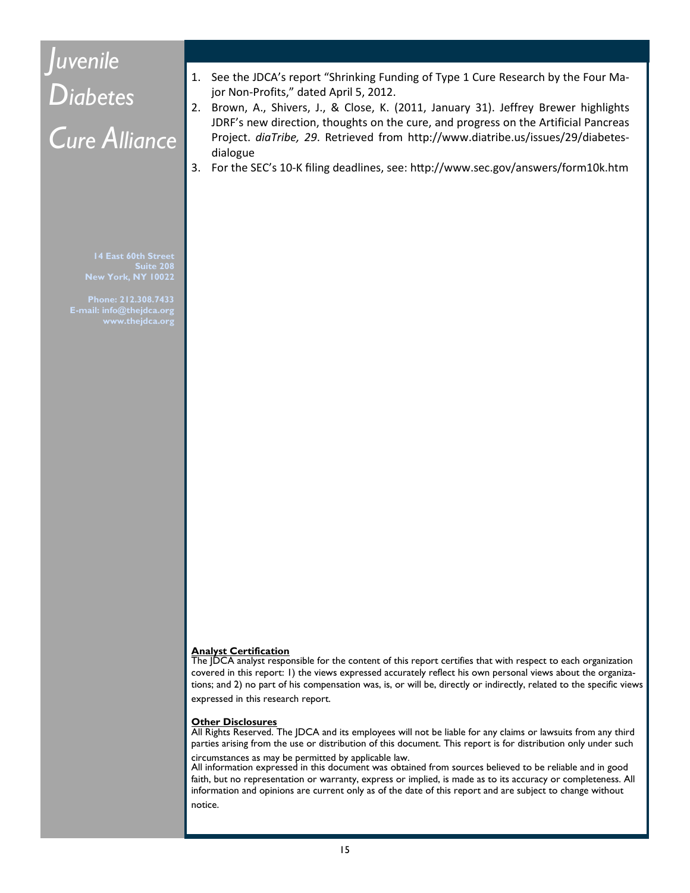# Juvenile Diabetes Cure Alliance

14 East 60th Street
Suite 208
New York, NY 10022

Phone: 212.308.7433
E-mail: info@thejdca.org
www.thejdca.org

1. See the JDCA's report "Shrinking Funding of Type 1 Cure Research by the Four Major Non-Profits," dated April 5, 2012.
2. Brown, A., Shivers, J., & Close, K. (2011, January 31). Jeffrey Brewer highlights JDRF's new direction, thoughts on the cure, and progress on the Artificial Pancreas Project. *diaTribe, 29*. Retrieved from http://www.diatribe.us/issues/29/diabetes-dialogue
3. For the SEC's 10-K filing deadlines, see: http://www.sec.gov/answers/form10k.htm

**Analyst Certification**

The JDCA analyst responsible for the content of this report certifies that with respect to each organization covered in this report: 1) the views expressed accurately reflect his own personal views about the organizations; and 2) no part of his compensation was, is, or will be, directly or indirectly, related to the specific views expressed in this research report.

**Other Disclosures**

All Rights Reserved. The JDCA and its employees will not be liable for any claims or lawsuits from any third parties arising from the use or distribution of this document. This report is for distribution only under such circumstances as may be permitted by applicable law.

All information expressed in this document was obtained from sources believed to be reliable and in good faith, but no representation or warranty, express or implied, is made as to its accuracy or completeness. All information and opinions are current only as of the date of this report and are subject to change without notice.